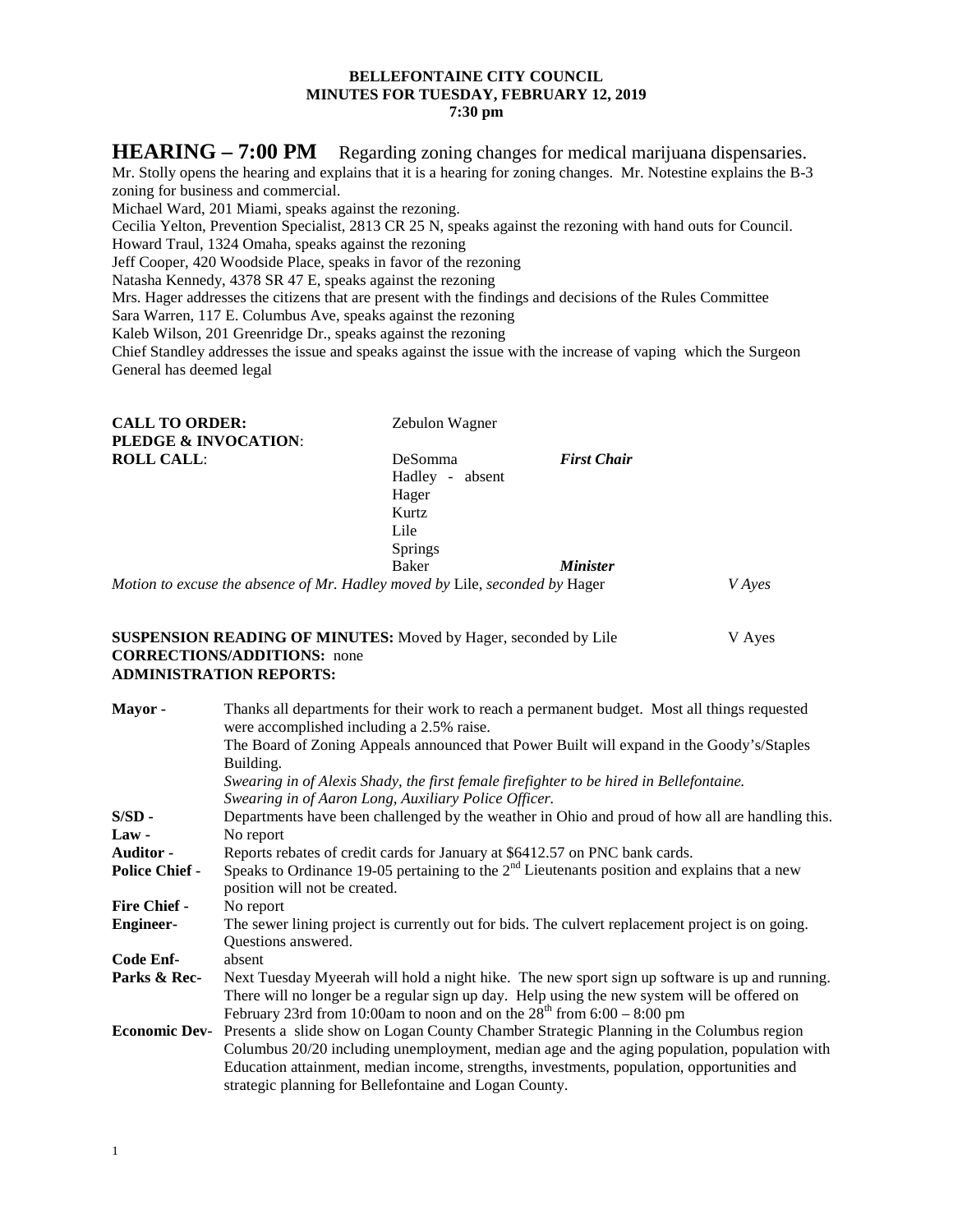**BELLEFONTAINE CITY COUNCIL**
**MINUTES FOR TUESDAY, FEBRUARY 12, 2019**
**7:30 pm**

# HEARING – 7:00 PM Regarding zoning changes for medical marijuana dispensaries.

Mr. Stolly opens the hearing and explains that it is a hearing for zoning changes. Mr. Notestine explains the B-3 zoning for business and commercial.

Michael Ward, 201 Miami, speaks against the rezoning.

Cecilia Yelton, Prevention Specialist, 2813 CR 25 N, speaks against the rezoning with hand outs for Council.

Howard Traul, 1324 Omaha, speaks against the rezoning

Jeff Cooper, 420 Woodside Place, speaks in favor of the rezoning

Natasha Kennedy, 4378 SR 47 E, speaks against the rezoning

Mrs. Hager addresses the citizens that are present with the findings and decisions of the Rules Committee

Sara Warren, 117 E. Columbus Ave, speaks against the rezoning

Kaleb Wilson, 201 Greenridge Dr., speaks against the rezoning

Chief Standley addresses the issue and speaks against the issue with the increase of vaping which the Surgeon General has deemed legal

| | | |
|---|---|---|
| **CALL TO ORDER:** | Zebulon Wagner | |
| **PLEDGE & INVOCATION**: | | |
| **ROLL CALL**: | DeSomma | ***First Chair*** |
| | Hadley - absent | |
| | Hager | |
| | Kurtz | |
| | Lile | |
| | Springs | |
| | Baker | ***Minister*** |

*Motion to excuse the absence of Mr. Hadley moved by* Lile, *seconded by* Hager *V Ayes*

**SUSPENSION READING OF MINUTES:** Moved by Hager, seconded by Lile V Ayes
**CORRECTIONS/ADDITIONS:** none
**ADMINISTRATION REPORTS:**

| | |
|---|---|
| **Mayor -** | Thanks all departments for their work to reach a permanent budget. Most all things requested were accomplished including a 2.5% raise.<br>The Board of Zoning Appeals announced that Power Built will expand in the Goody's/Staples Building.<br>*Swearing in of Alexis Shady, the first female firefighter to be hired in Bellefontaine.*<br>*Swearing in of Aaron Long, Auxiliary Police Officer.* |
| **S/SD -** | Departments have been challenged by the weather in Ohio and proud of how all are handling this. |
| **Law -** | No report |
| **Auditor -** | Reports rebates of credit cards for January at $6412.57 on PNC bank cards. |
| **Police Chief -** | Speaks to Ordinance 19-05 pertaining to the 2nd Lieutenants position and explains that a new position will not be created. |
| **Fire Chief -** | No report |
| **Engineer-** | The sewer lining project is currently out for bids. The culvert replacement project is on going. Questions answered. |
| **Code Enf-** | absent |
| **Parks & Rec-** | Next Tuesday Myeerah will hold a night hike. The new sport sign up software is up and running. There will no longer be a regular sign up day. Help using the new system will be offered on February 23rd from 10:00am to noon and on the 28th from 6:00 – 8:00 pm |
| **Economic Dev-** | Presents a slide show on Logan County Chamber Strategic Planning in the Columbus region Columbus 20/20 including unemployment, median age and the aging population, population with Education attainment, median income, strengths, investments, population, opportunities and strategic planning for Bellefontaine and Logan County. |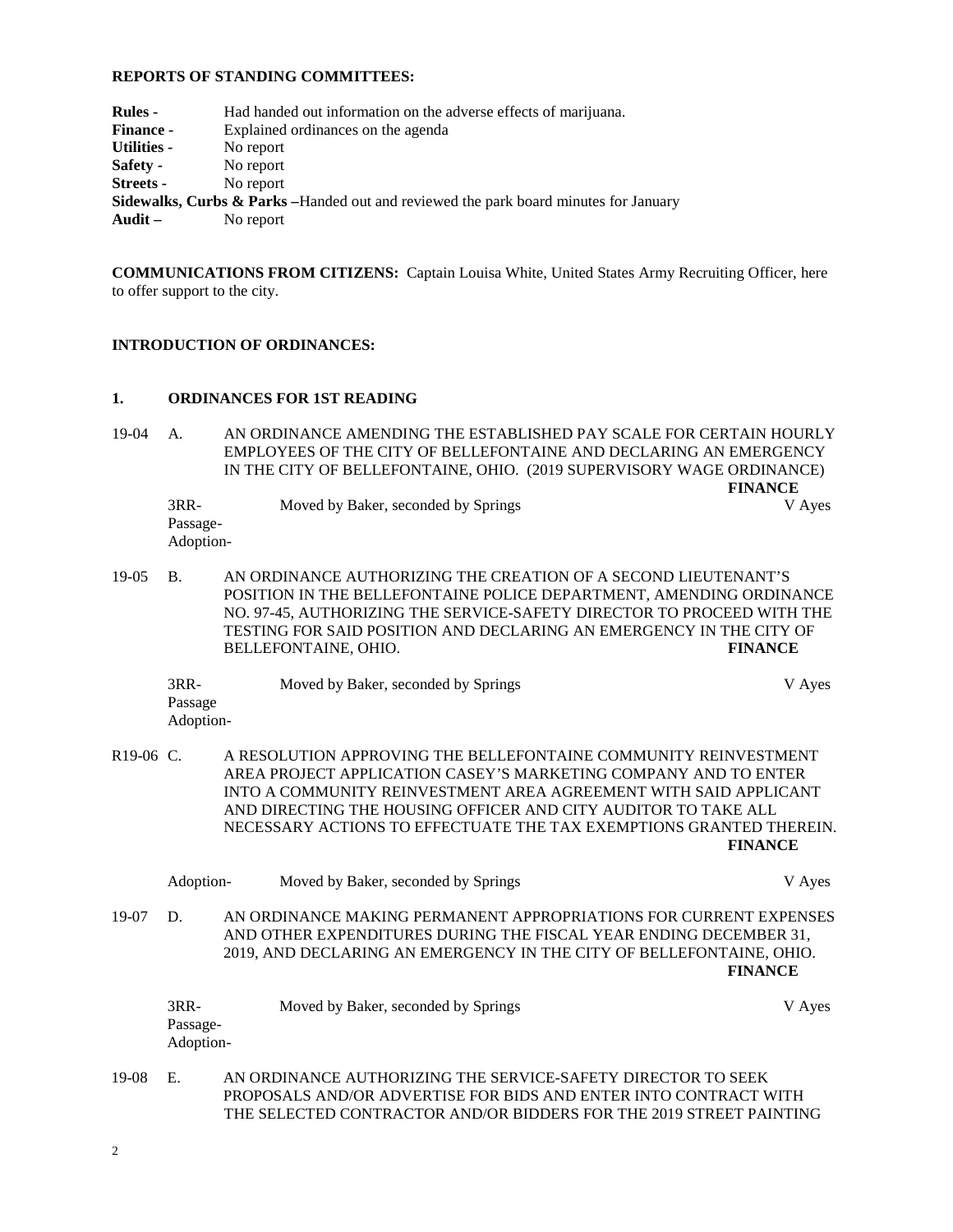**REPORTS OF STANDING COMMITTEES:**

**Rules -** Had handed out information on the adverse effects of marijuana.
**Finance -** Explained ordinances on the agenda
**Utilities -** No report
**Safety -** No report
**Streets -** No report
**Sidewalks, Curbs & Parks –**Handed out and reviewed the park board minutes for January
**Audit –** No report

**COMMUNICATIONS FROM CITIZENS:** Captain Louisa White, United States Army Recruiting Officer, here to offer support to the city.

**INTRODUCTION OF ORDINANCES:**

**1. ORDINANCES FOR 1ST READING**

19-04 A. AN ORDINANCE AMENDING THE ESTABLISHED PAY SCALE FOR CERTAIN HOURLY EMPLOYEES OF THE CITY OF BELLEFONTAINE AND DECLARING AN EMERGENCY IN THE CITY OF BELLEFONTAINE, OHIO. (2019 SUPERVISORY WAGE ORDINANCE) **FINANCE**

3RR- Moved by Baker, seconded by Springs V Ayes
Passage-
Adoption-

19-05 B. AN ORDINANCE AUTHORIZING THE CREATION OF A SECOND LIEUTENANT'S POSITION IN THE BELLEFONTAINE POLICE DEPARTMENT, AMENDING ORDINANCE NO. 97-45, AUTHORIZING THE SERVICE-SAFETY DIRECTOR TO PROCEED WITH THE TESTING FOR SAID POSITION AND DECLARING AN EMERGENCY IN THE CITY OF BELLEFONTAINE, OHIO. **FINANCE**

3RR- Moved by Baker, seconded by Springs V Ayes
Passage
Adoption-

R19-06 C. A RESOLUTION APPROVING THE BELLEFONTAINE COMMUNITY REINVESTMENT AREA PROJECT APPLICATION CASEY'S MARKETING COMPANY AND TO ENTER INTO A COMMUNITY REINVESTMENT AREA AGREEMENT WITH SAID APPLICANT AND DIRECTING THE HOUSING OFFICER AND CITY AUDITOR TO TAKE ALL NECESSARY ACTIONS TO EFFECTUATE THE TAX EXEMPTIONS GRANTED THEREIN. **FINANCE**

Adoption- Moved by Baker, seconded by Springs V Ayes

19-07 D. AN ORDINANCE MAKING PERMANENT APPROPRIATIONS FOR CURRENT EXPENSES AND OTHER EXPENDITURES DURING THE FISCAL YEAR ENDING DECEMBER 31, 2019, AND DECLARING AN EMERGENCY IN THE CITY OF BELLEFONTAINE, OHIO. **FINANCE**

3RR- Moved by Baker, seconded by Springs V Ayes
Passage-
Adoption-

19-08 E. AN ORDINANCE AUTHORIZING THE SERVICE-SAFETY DIRECTOR TO SEEK PROPOSALS AND/OR ADVERTISE FOR BIDS AND ENTER INTO CONTRACT WITH THE SELECTED CONTRACTOR AND/OR BIDDERS FOR THE 2019 STREET PAINTING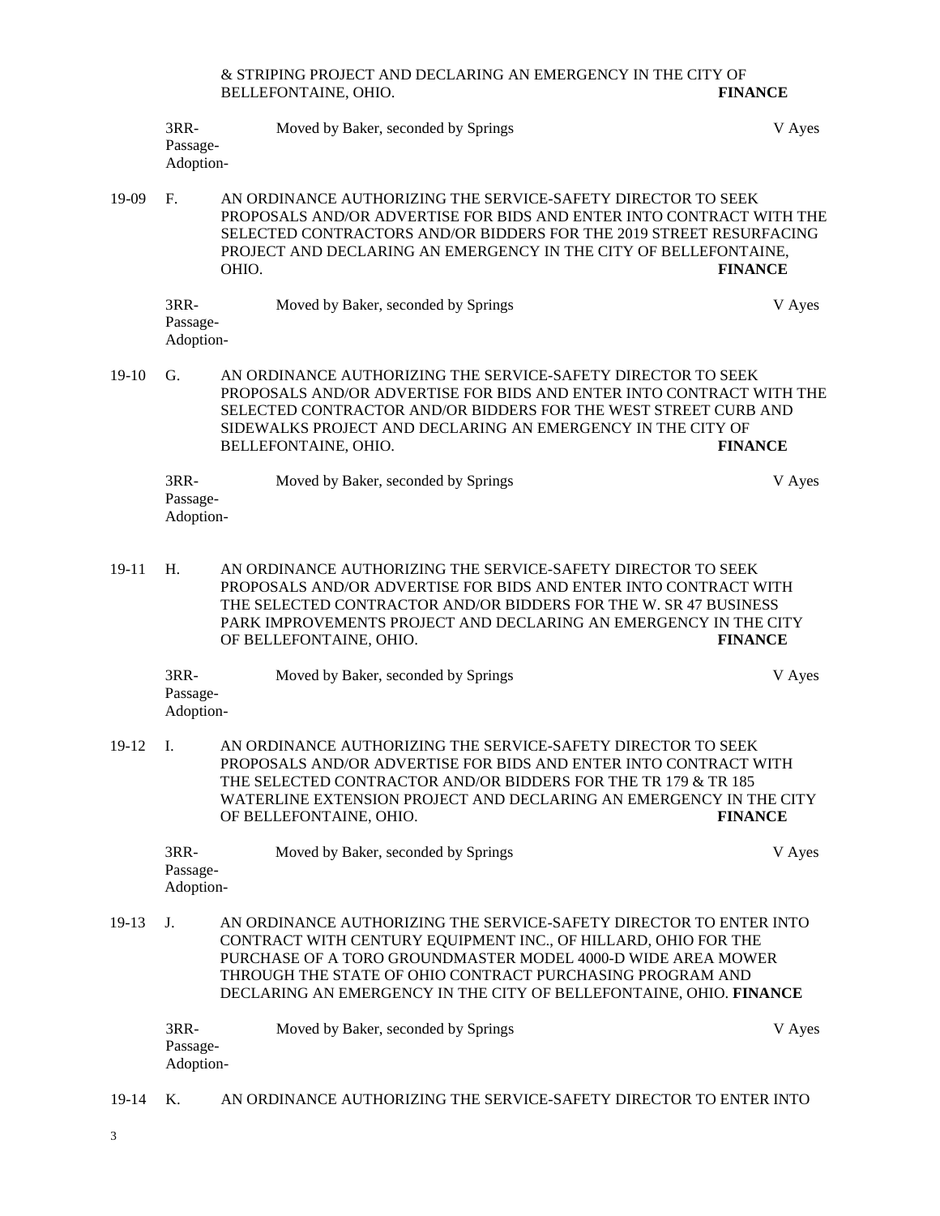& STRIPING PROJECT AND DECLARING AN EMERGENCY IN THE CITY OF BELLEFONTAINE, OHIO. **FINANCE**

3RR- Passage- Adoption- Moved by Baker, seconded by Springs V Ayes

19-09 F. AN ORDINANCE AUTHORIZING THE SERVICE-SAFETY DIRECTOR TO SEEK PROPOSALS AND/OR ADVERTISE FOR BIDS AND ENTER INTO CONTRACT WITH THE SELECTED CONTRACTORS AND/OR BIDDERS FOR THE 2019 STREET RESURFACING PROJECT AND DECLARING AN EMERGENCY IN THE CITY OF BELLEFONTAINE, OHIO. **FINANCE**

3RR- Passage- Adoption- Moved by Baker, seconded by Springs V Ayes

19-10 G. AN ORDINANCE AUTHORIZING THE SERVICE-SAFETY DIRECTOR TO SEEK PROPOSALS AND/OR ADVERTISE FOR BIDS AND ENTER INTO CONTRACT WITH THE SELECTED CONTRACTOR AND/OR BIDDERS FOR THE WEST STREET CURB AND SIDEWALKS PROJECT AND DECLARING AN EMERGENCY IN THE CITY OF BELLEFONTAINE, OHIO. **FINANCE**

3RR- Passage- Adoption- Moved by Baker, seconded by Springs V Ayes

19-11 H. AN ORDINANCE AUTHORIZING THE SERVICE-SAFETY DIRECTOR TO SEEK PROPOSALS AND/OR ADVERTISE FOR BIDS AND ENTER INTO CONTRACT WITH THE SELECTED CONTRACTOR AND/OR BIDDERS FOR THE W. SR 47 BUSINESS PARK IMPROVEMENTS PROJECT AND DECLARING AN EMERGENCY IN THE CITY OF BELLEFONTAINE, OHIO. **FINANCE**

3RR- Passage- Adoption- Moved by Baker, seconded by Springs V Ayes

19-12 I. AN ORDINANCE AUTHORIZING THE SERVICE-SAFETY DIRECTOR TO SEEK PROPOSALS AND/OR ADVERTISE FOR BIDS AND ENTER INTO CONTRACT WITH THE SELECTED CONTRACTOR AND/OR BIDDERS FOR THE TR 179 & TR 185 WATERLINE EXTENSION PROJECT AND DECLARING AN EMERGENCY IN THE CITY OF BELLEFONTAINE, OHIO. **FINANCE**

3RR- Passage- Adoption- Moved by Baker, seconded by Springs V Ayes

19-13 J. AN ORDINANCE AUTHORIZING THE SERVICE-SAFETY DIRECTOR TO ENTER INTO CONTRACT WITH CENTURY EQUIPMENT INC., OF HILLARD, OHIO FOR THE PURCHASE OF A TORO GROUNDMASTER MODEL 4000-D WIDE AREA MOWER THROUGH THE STATE OF OHIO CONTRACT PURCHASING PROGRAM AND DECLARING AN EMERGENCY IN THE CITY OF BELLEFONTAINE, OHIO. **FINANCE**

3RR- Passage- Adoption- Moved by Baker, seconded by Springs V Ayes

19-14 K. AN ORDINANCE AUTHORIZING THE SERVICE-SAFETY DIRECTOR TO ENTER INTO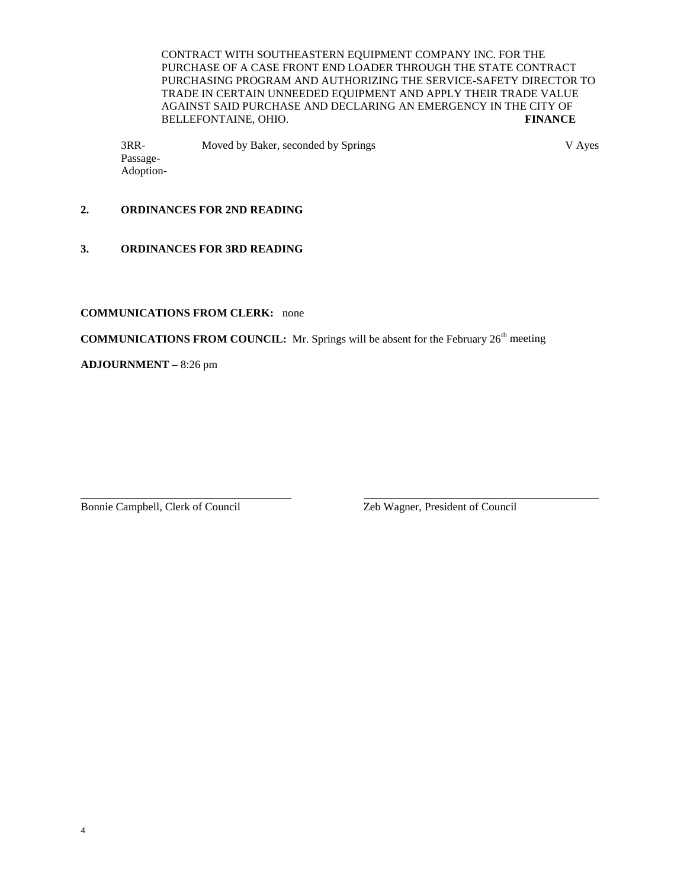CONTRACT WITH SOUTHEASTERN EQUIPMENT COMPANY INC. FOR THE PURCHASE OF A CASE FRONT END LOADER THROUGH THE STATE CONTRACT PURCHASING PROGRAM AND AUTHORIZING THE SERVICE-SAFETY DIRECTOR TO TRADE IN CERTAIN UNNEEDED EQUIPMENT AND APPLY THEIR TRADE VALUE AGAINST SAID PURCHASE AND DECLARING AN EMERGENCY IN THE CITY OF BELLEFONTAINE, OHIO. **FINANCE**

| | | |
|---|---|---|
| 3RR-<br>Passage-<br>Adoption- | Moved by Baker, seconded by Springs | V Ayes |

**2. ORDINANCES FOR 2ND READING**

**3. ORDINANCES FOR 3RD READING**

**COMMUNICATIONS FROM CLERK:** none

**COMMUNICATIONS FROM COUNCIL:** Mr. Springs will be absent for the February 26th meeting

**ADJOURNMENT –** 8:26 pm

Bonnie Campbell, Clerk of Council

Zeb Wagner, President of Council